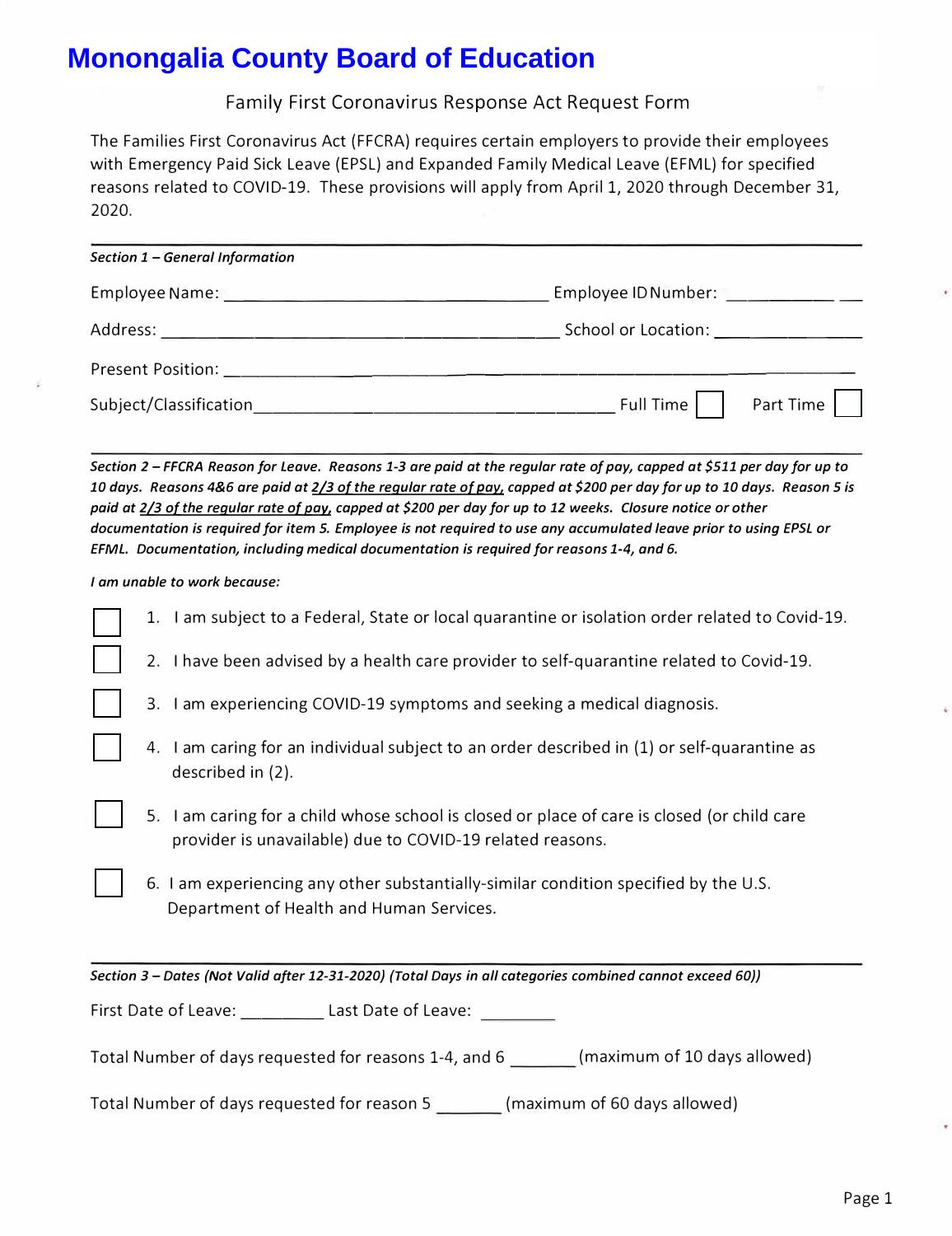# Monongalia County Board of Education

## Family First Coronavirus Response Act Request Form

The Families First Coronavirus Act (FFCRA) requires certain employers to provide their employees with Emergency Paid Sick Leave (EPSL) and Expanded Family Medical Leave (EFML) for specified reasons related to COVID-19. These provisions will apply from April 1, 2020 through December 31, 2020.

---

***Section 1 – General Information***

Employee Name: ________________________________ Employee ID Number: ______________

Address: ____________________________________ School or Location: ______________

Present Position: ________________________________________________________

Subject/Classification ______________________________ Full Time ☐ Part Time ☐

---

***Section 2 – FFCRA Reason for Leave.** Reasons 1-3 are paid at the regular rate of pay, capped at $511 per day for up to 10 days. Reasons 4&6 are paid at <u>2/3 of the regular rate of pay</u>, capped at $200 per day for up to 10 days. Reason 5 is paid at <u>2/3 of the regular rate of pay</u>, capped at $200 per day for up to 12 weeks. Closure notice or other documentation is required for item 5. Employee is not required to use any accumulated leave prior to using EPSL or EFML. Documentation, including medical documentation is required for reasons 1-4, and 6.*

***I am unable to work because:***

☐ 1. I am subject to a Federal, State or local quarantine or isolation order related to Covid-19.

☐ 2. I have been advised by a health care provider to self-quarantine related to Covid-19.

☐ 3. I am experiencing COVID-19 symptoms and seeking a medical diagnosis.

☐ 4. I am caring for an individual subject to an order described in (1) or self-quarantine as described in (2).

☐ 5. I am caring for a child whose school is closed or place of care is closed (or child care provider is unavailable) due to COVID-19 related reasons.

☐ 6. I am experiencing any other substantially-similar condition specified by the U.S. Department of Health and Human Services.

---

***Section 3 – Dates (Not Valid after 12-31-2020) (Total Days in all categories combined cannot exceed 60))***

First Date of Leave: __________ Last Date of Leave: __________

Total Number of days requested for reasons 1-4, and 6 ________ (maximum of 10 days allowed)

Total Number of days requested for reason 5 ________ (maximum of 60 days allowed)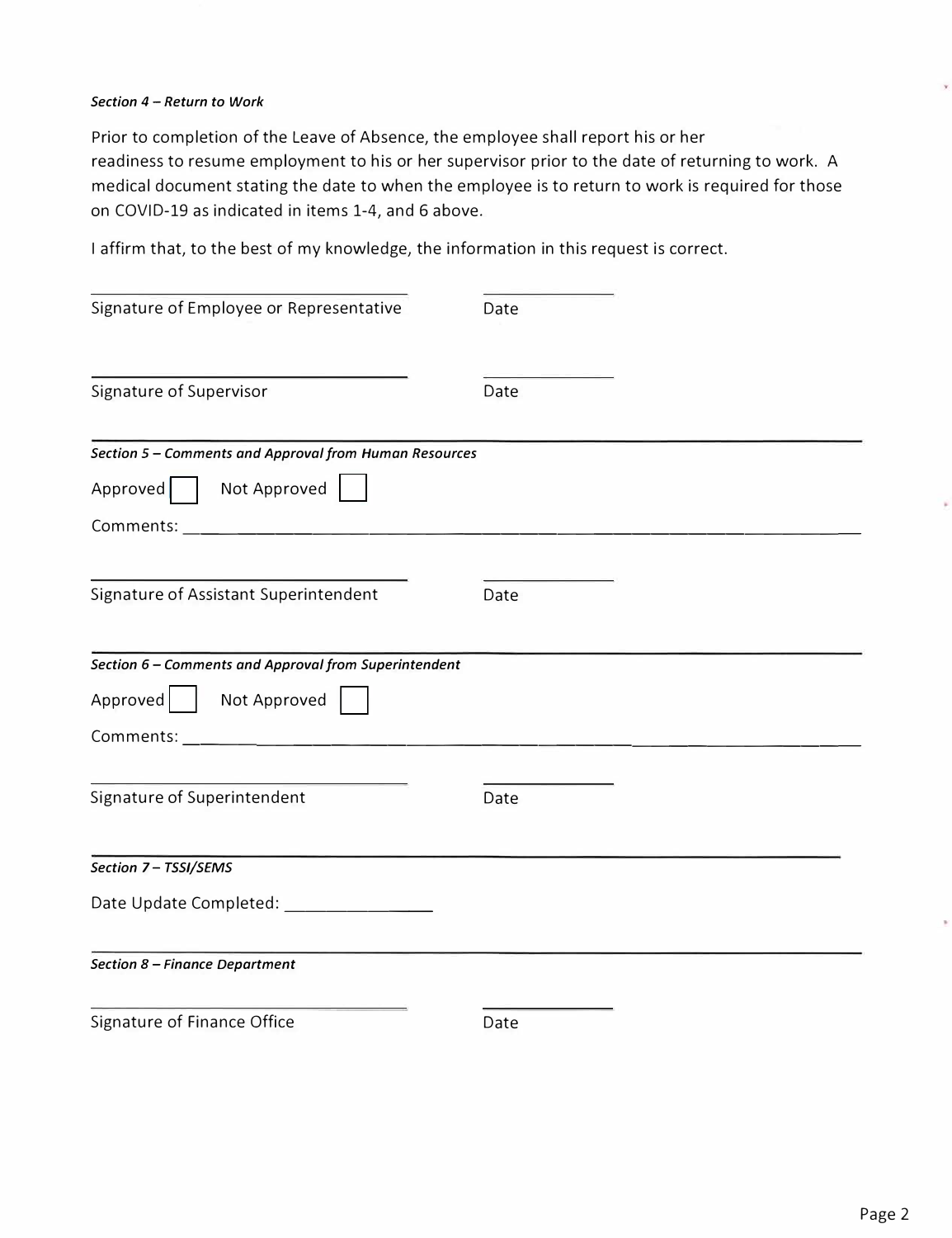*Section 4 – Return to Work*

Prior to completion of the Leave of Absence, the employee shall report his or her readiness to resume employment to his or her supervisor prior to the date of returning to work. A medical document stating the date to when the employee is to return to work is required for those on COVID-19 as indicated in items 1-4, and 6 above.

I affirm that, to the best of my knowledge, the information in this request is correct.

\_\_\_\_\_\_\_\_\_\_\_\_\_\_\_\_\_\_\_\_\_\_\_\_\_\_\_\_\_\_\_\_\_\_ \_\_\_\_\_\_\_\_\_\_\_\_\_\_
Signature of Employee or Representative Date

\_\_\_\_\_\_\_\_\_\_\_\_\_\_\_\_\_\_\_\_\_\_\_\_\_\_\_\_\_\_\_\_\_\_ \_\_\_\_\_\_\_\_\_\_\_\_\_\_
Signature of Supervisor Date

---

*Section 5 – Comments and Approval from Human Resources*

Approved ☐ Not Approved ☐

Comments: \_\_\_\_\_\_\_\_\_\_\_\_\_\_\_\_\_\_\_\_\_\_\_\_\_\_\_\_\_\_\_\_\_\_\_\_\_\_\_\_\_\_\_\_\_\_\_\_\_\_\_\_\_\_\_\_\_\_\_\_\_\_\_\_\_\_

\_\_\_\_\_\_\_\_\_\_\_\_\_\_\_\_\_\_\_\_\_\_\_\_\_\_\_\_\_\_\_\_\_\_ \_\_\_\_\_\_\_\_\_\_\_\_\_\_
Signature of Assistant Superintendent Date

---

*Section 6 – Comments and Approval from Superintendent*

Approved ☐ Not Approved ☐

Comments: \_\_\_\_\_\_\_\_\_\_\_\_\_\_\_\_\_\_\_\_\_\_\_\_\_\_\_\_\_\_\_\_\_\_\_\_\_\_\_\_\_\_\_\_\_\_\_\_\_\_\_\_\_\_\_\_\_\_\_\_\_\_\_\_\_\_

\_\_\_\_\_\_\_\_\_\_\_\_\_\_\_\_\_\_\_\_\_\_\_\_\_\_\_\_\_\_\_\_\_\_ \_\_\_\_\_\_\_\_\_\_\_\_\_\_
Signature of Superintendent Date

---

*Section 7 – TSSI/SEMS*

Date Update Completed: \_\_\_\_\_\_\_\_\_\_\_\_\_\_\_\_

---

*Section 8 – Finance Department*

\_\_\_\_\_\_\_\_\_\_\_\_\_\_\_\_\_\_\_\_\_\_\_\_\_\_\_\_\_\_\_\_\_\_ \_\_\_\_\_\_\_\_\_\_\_\_\_\_
Signature of Finance Office Date